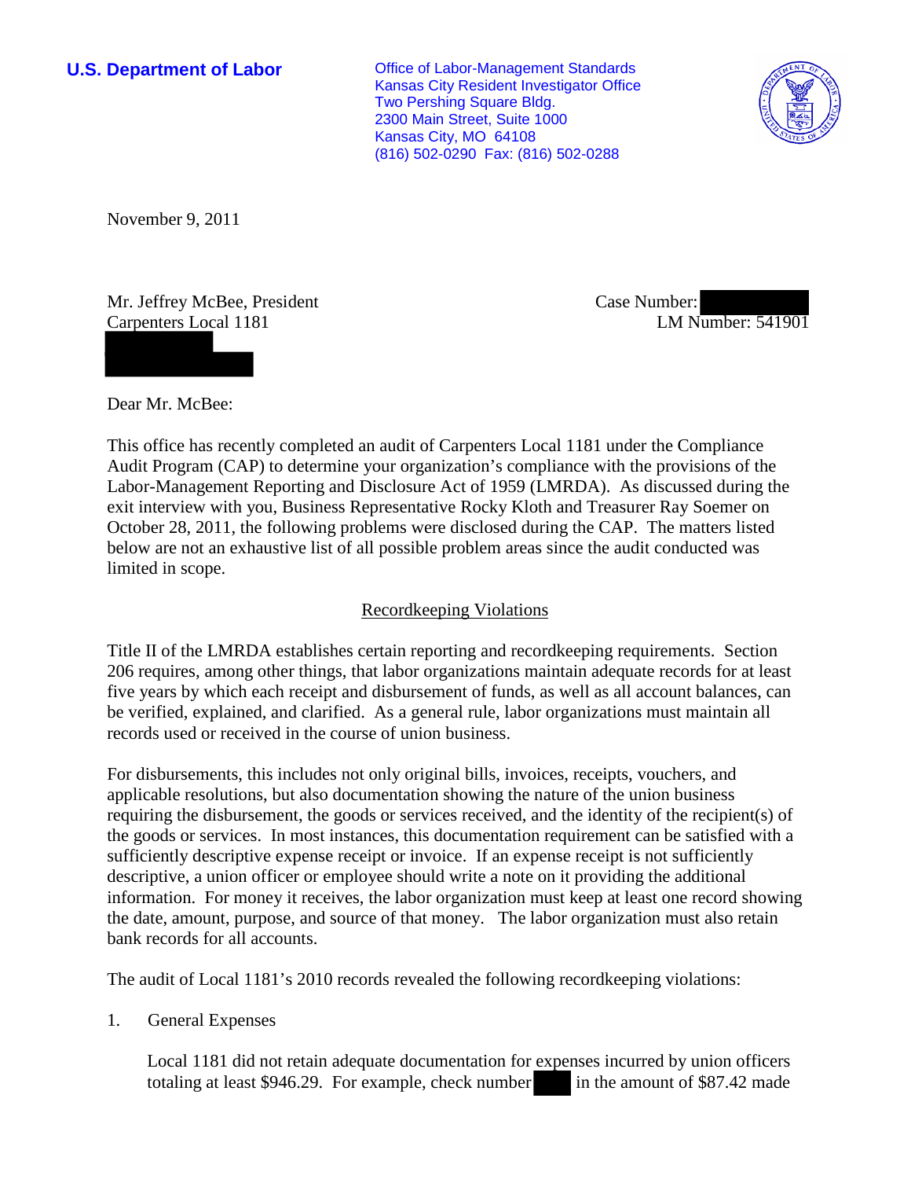**U.S. Department of Labor**

Office of Labor-Management Standards
Kansas City Resident Investigator Office
Two Pershing Square Bldg.
2300 Main Street, Suite 1000
Kansas City, MO 64108
(816) 502-0290 Fax: (816) 502-0288

November 9, 2011

Mr. Jeffrey McBee, President
Carpenters Local 1181

Case Number:
LM Number: 541901

Dear Mr. McBee:

This office has recently completed an audit of Carpenters Local 1181 under the Compliance Audit Program (CAP) to determine your organization's compliance with the provisions of the Labor-Management Reporting and Disclosure Act of 1959 (LMRDA). As discussed during the exit interview with you, Business Representative Rocky Kloth and Treasurer Ray Soemer on October 28, 2011, the following problems were disclosed during the CAP. The matters listed below are not an exhaustive list of all possible problem areas since the audit conducted was limited in scope.

## Recordkeeping Violations

Title II of the LMRDA establishes certain reporting and recordkeeping requirements. Section 206 requires, among other things, that labor organizations maintain adequate records for at least five years by which each receipt and disbursement of funds, as well as all account balances, can be verified, explained, and clarified. As a general rule, labor organizations must maintain all records used or received in the course of union business.

For disbursements, this includes not only original bills, invoices, receipts, vouchers, and applicable resolutions, but also documentation showing the nature of the union business requiring the disbursement, the goods or services received, and the identity of the recipient(s) of the goods or services. In most instances, this documentation requirement can be satisfied with a sufficiently descriptive expense receipt or invoice. If an expense receipt is not sufficiently descriptive, a union officer or employee should write a note on it providing the additional information. For money it receives, the labor organization must keep at least one record showing the date, amount, purpose, and source of that money. The labor organization must also retain bank records for all accounts.

The audit of Local 1181's 2010 records revealed the following recordkeeping violations:

1. General Expenses

   Local 1181 did not retain adequate documentation for expenses incurred by union officers totaling at least $946.29. For example, check number in the amount of $87.42 made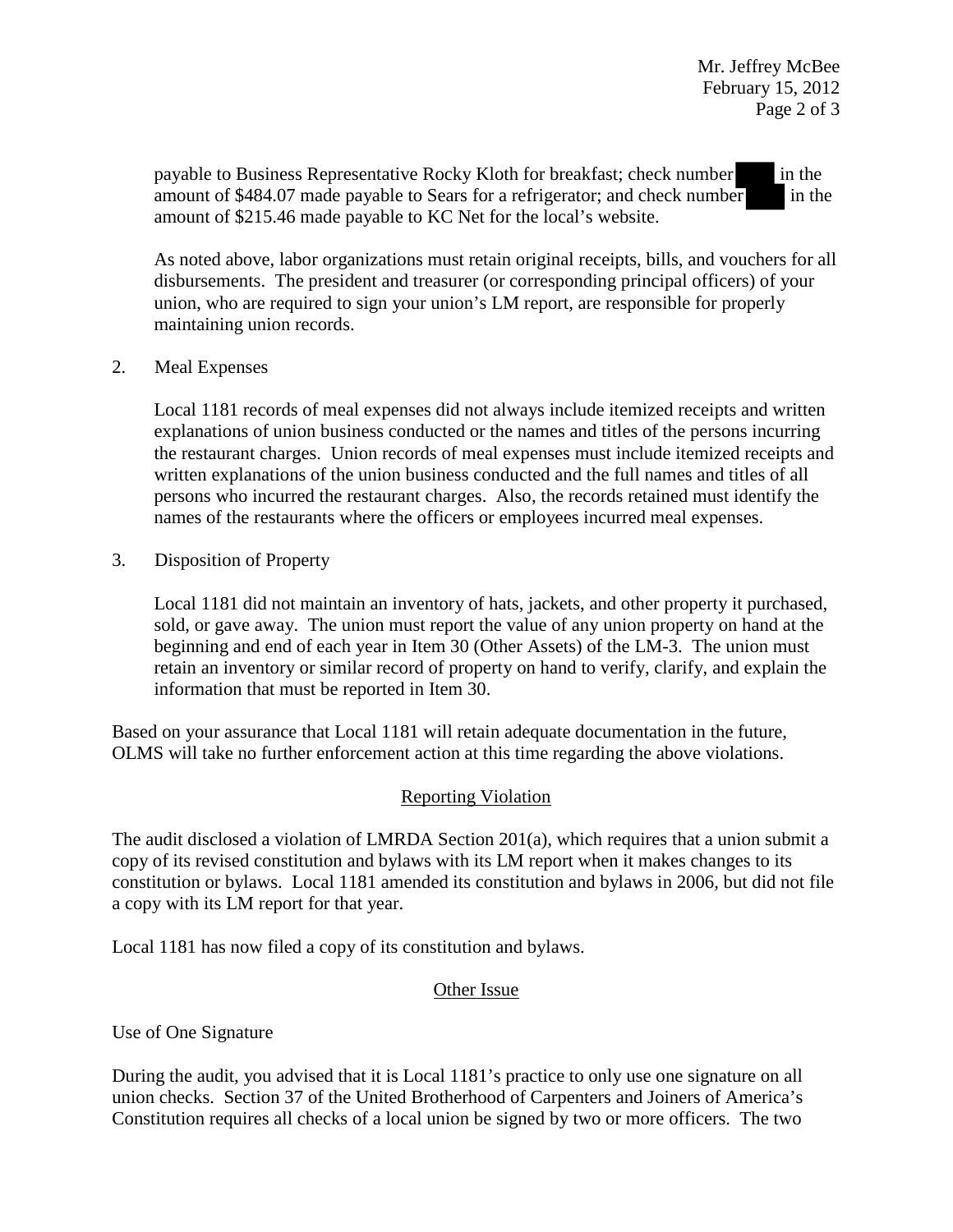payable to Business Representative Rocky Kloth for breakfast; check number ████ in the amount of $484.07 made payable to Sears for a refrigerator; and check number ████ in the amount of $215.46 made payable to KC Net for the local's website.

As noted above, labor organizations must retain original receipts, bills, and vouchers for all disbursements. The president and treasurer (or corresponding principal officers) of your union, who are required to sign your union's LM report, are responsible for properly maintaining union records.

2. Meal Expenses

Local 1181 records of meal expenses did not always include itemized receipts and written explanations of union business conducted or the names and titles of the persons incurring the restaurant charges. Union records of meal expenses must include itemized receipts and written explanations of the union business conducted and the full names and titles of all persons who incurred the restaurant charges. Also, the records retained must identify the names of the restaurants where the officers or employees incurred meal expenses.

3. Disposition of Property

Local 1181 did not maintain an inventory of hats, jackets, and other property it purchased, sold, or gave away. The union must report the value of any union property on hand at the beginning and end of each year in Item 30 (Other Assets) of the LM-3. The union must retain an inventory or similar record of property on hand to verify, clarify, and explain the information that must be reported in Item 30.

Based on your assurance that Local 1181 will retain adequate documentation in the future, OLMS will take no further enforcement action at this time regarding the above violations.

## Reporting Violation

The audit disclosed a violation of LMRDA Section 201(a), which requires that a union submit a copy of its revised constitution and bylaws with its LM report when it makes changes to its constitution or bylaws. Local 1181 amended its constitution and bylaws in 2006, but did not file a copy with its LM report for that year.

Local 1181 has now filed a copy of its constitution and bylaws.

## Other Issue

Use of One Signature

During the audit, you advised that it is Local 1181's practice to only use one signature on all union checks. Section 37 of the United Brotherhood of Carpenters and Joiners of America's Constitution requires all checks of a local union be signed by two or more officers. The two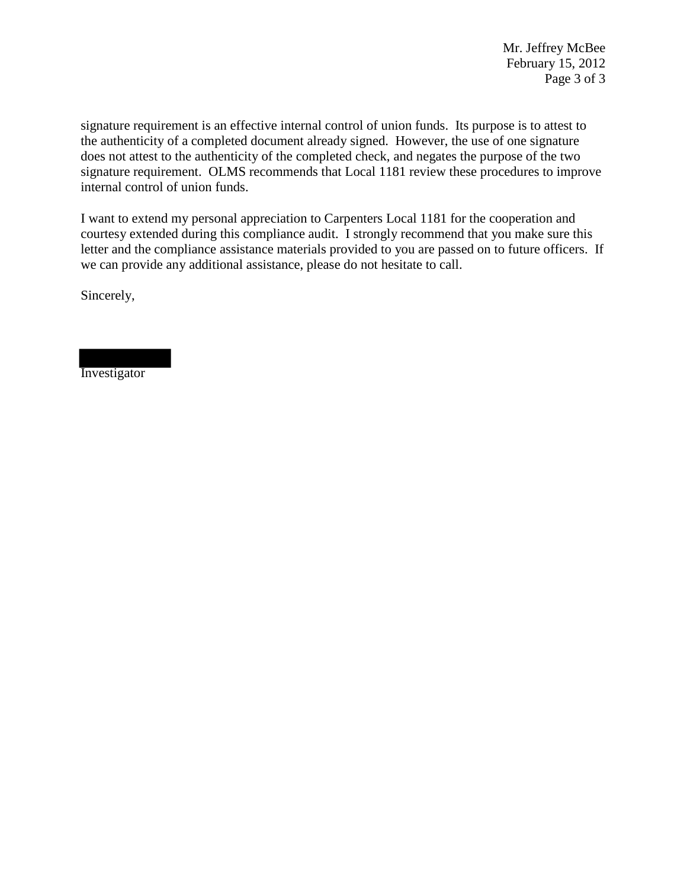signature requirement is an effective internal control of union funds. Its purpose is to attest to the authenticity of a completed document already signed. However, the use of one signature does not attest to the authenticity of the completed check, and negates the purpose of the two signature requirement. OLMS recommends that Local 1181 review these procedures to improve internal control of union funds.

I want to extend my personal appreciation to Carpenters Local 1181 for the cooperation and courtesy extended during this compliance audit. I strongly recommend that you make sure this letter and the compliance assistance materials provided to you are passed on to future officers. If we can provide any additional assistance, please do not hesitate to call.

Sincerely,

Investigator